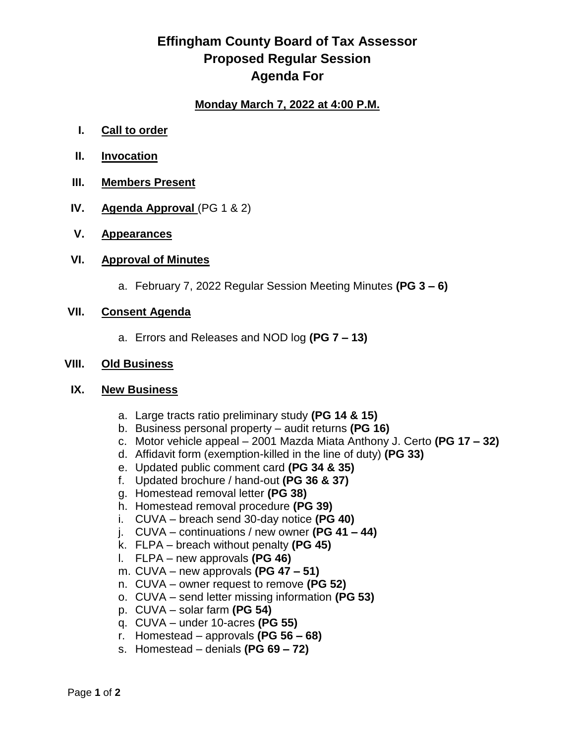# Effingham County Board of Tax Assessor
# Proposed Regular Session
# Agenda For

**Monday March 7, 2022 at 4:00 P.M.**

I. **Call to order**

II. **Invocation**

III. **Members Present**

IV. **Agenda Approval** (PG 1 & 2)

V. **Appearances**

VI. **Approval of Minutes**

   a. February 7, 2022 Regular Session Meeting Minutes **(PG 3 – 6)**

VII. **Consent Agenda**

   a. Errors and Releases and NOD log **(PG 7 – 13)**

VIII. **Old Business**

IX. **New Business**

   a. Large tracts ratio preliminary study **(PG 14 & 15)**
   b. Business personal property – audit returns **(PG 16)**
   c. Motor vehicle appeal – 2001 Mazda Miata Anthony J. Certo **(PG 17 – 32)**
   d. Affidavit form (exemption-killed in the line of duty) **(PG 33)**
   e. Updated public comment card **(PG 34 & 35)**
   f. Updated brochure / hand-out **(PG 36 & 37)**
   g. Homestead removal letter **(PG 38)**
   h. Homestead removal procedure **(PG 39)**
   i. CUVA – breach send 30-day notice **(PG 40)**
   j. CUVA – continuations / new owner **(PG 41 – 44)**
   k. FLPA – breach without penalty **(PG 45)**
   l. FLPA – new approvals **(PG 46)**
   m. CUVA – new approvals **(PG 47 – 51)**
   n. CUVA – owner request to remove **(PG 52)**
   o. CUVA – send letter missing information **(PG 53)**
   p. CUVA – solar farm **(PG 54)**
   q. CUVA – under 10-acres **(PG 55)**
   r. Homestead – approvals **(PG 56 – 68)**
   s. Homestead – denials **(PG 69 – 72)**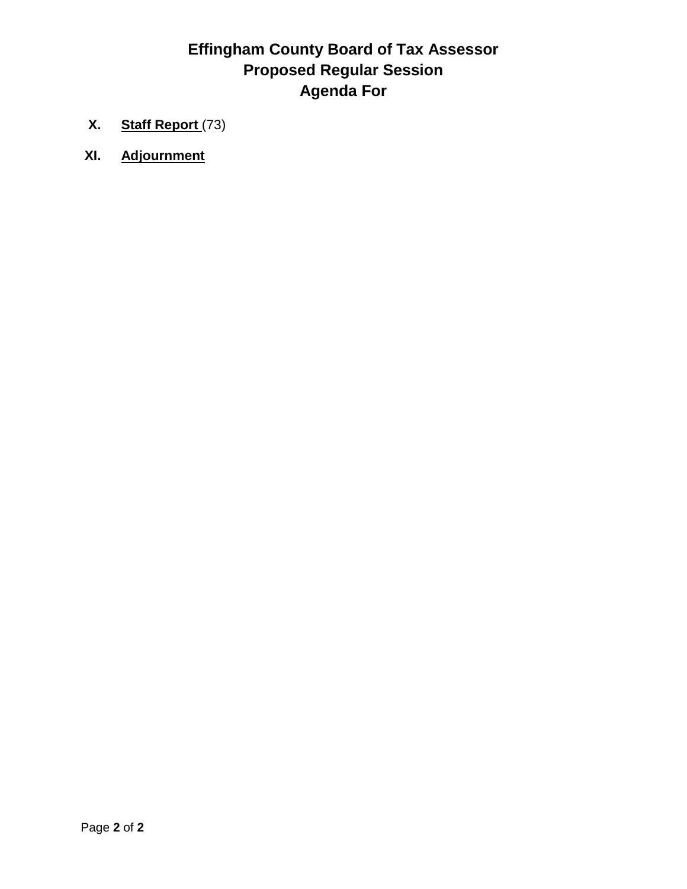# Effingham County Board of Tax Assessor
## Proposed Regular Session
## Agenda For

**X. Staff Report** (73)

**XI. Adjournment**